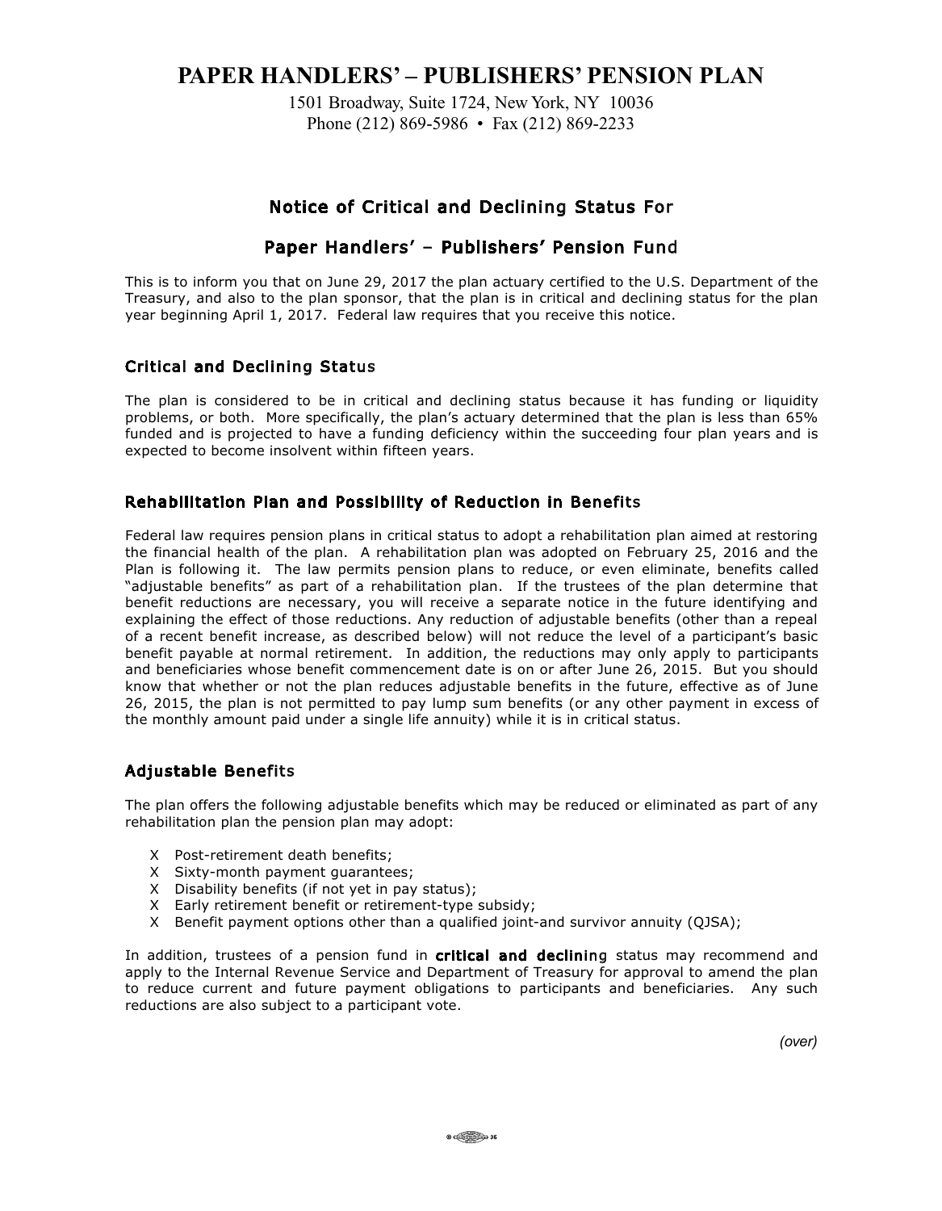# PAPER HANDLERS' – PUBLISHERS' PENSION PLAN

1501 Broadway, Suite 1724, New York, NY 10036
Phone (212) 869-5986 • Fax (212) 869-2233

## Notice of Critical and Declining Status For

## Paper Handlers' – Publishers' Pension Fund

This is to inform you that on June 29, 2017 the plan actuary certified to the U.S. Department of the Treasury, and also to the plan sponsor, that the plan is in critical and declining status for the plan year beginning April 1, 2017. Federal law requires that you receive this notice.

### Critical and Declining Status

The plan is considered to be in critical and declining status because it has funding or liquidity problems, or both. More specifically, the plan's actuary determined that the plan is less than 65% funded and is projected to have a funding deficiency within the succeeding four plan years and is expected to become insolvent within fifteen years.

### Rehabilitation Plan and Possibility of Reduction in Benefits

Federal law requires pension plans in critical status to adopt a rehabilitation plan aimed at restoring the financial health of the plan. A rehabilitation plan was adopted on February 25, 2016 and the Plan is following it. The law permits pension plans to reduce, or even eliminate, benefits called "adjustable benefits" as part of a rehabilitation plan. If the trustees of the plan determine that benefit reductions are necessary, you will receive a separate notice in the future identifying and explaining the effect of those reductions. Any reduction of adjustable benefits (other than a repeal of a recent benefit increase, as described below) will not reduce the level of a participant's basic benefit payable at normal retirement. In addition, the reductions may only apply to participants and beneficiaries whose benefit commencement date is on or after June 26, 2015. But you should know that whether or not the plan reduces adjustable benefits in the future, effective as of June 26, 2015, the plan is not permitted to pay lump sum benefits (or any other payment in excess of the monthly amount paid under a single life annuity) while it is in critical status.

### Adjustable Benefits

The plan offers the following adjustable benefits which may be reduced or eliminated as part of any rehabilitation plan the pension plan may adopt:

- Post-retirement death benefits;
- Sixty-month payment guarantees;
- Disability benefits (if not yet in pay status);
- Early retirement benefit or retirement-type subsidy;
- Benefit payment options other than a qualified joint-and survivor annuity (QJSA);

In addition, trustees of a pension fund in **critical and declining** status may recommend and apply to the Internal Revenue Service and Department of Treasury for approval to amend the plan to reduce current and future payment obligations to participants and beneficiaries. Any such reductions are also subject to a participant vote.

*(over)*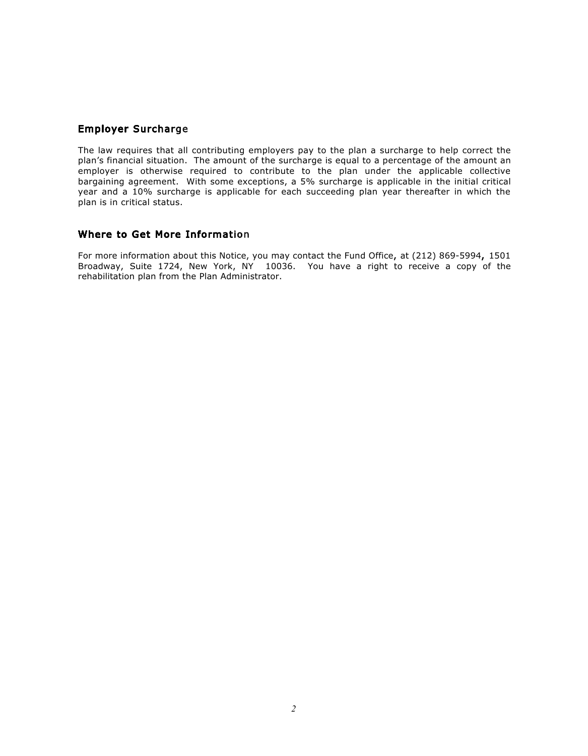## Employer Surcharge

The law requires that all contributing employers pay to the plan a surcharge to help correct the plan's financial situation. The amount of the surcharge is equal to a percentage of the amount an employer is otherwise required to contribute to the plan under the applicable collective bargaining agreement. With some exceptions, a 5% surcharge is applicable in the initial critical year and a 10% surcharge is applicable for each succeeding plan year thereafter in which the plan is in critical status.

## Where to Get More Information

For more information about this Notice, you may contact the Fund Office, at (212) 869-5994, 1501 Broadway, Suite 1724, New York, NY 10036. You have a right to receive a copy of the rehabilitation plan from the Plan Administrator.